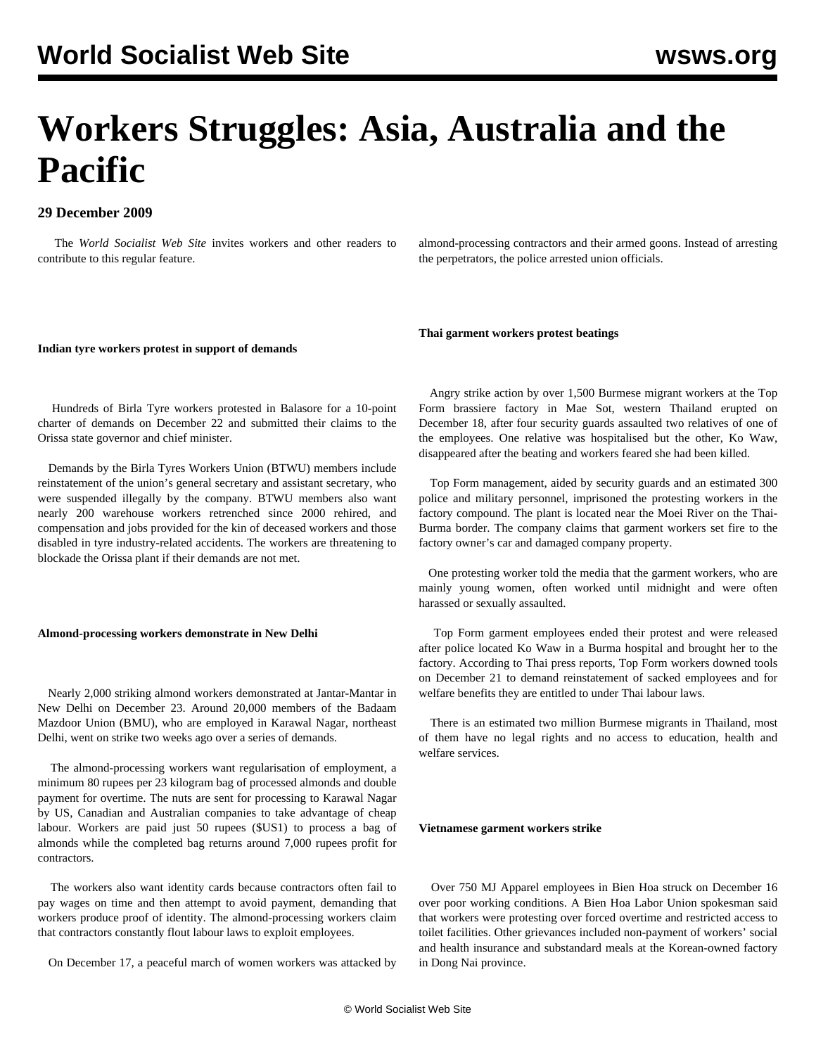# Workers Struggles: Asia, Australia and the Pacific

**29 December 2009**

The *World Socialist Web Site* invites workers and other readers to contribute to this regular feature.

**Indian tyre workers protest in support of demands**

Hundreds of Birla Tyre workers protested in Balasore for a 10-point charter of demands on December 22 and submitted their claims to the Orissa state governor and chief minister.

Demands by the Birla Tyres Workers Union (BTWU) members include reinstatement of the union's general secretary and assistant secretary, who were suspended illegally by the company. BTWU members also want nearly 200 warehouse workers retrenched since 2000 rehired, and compensation and jobs provided for the kin of deceased workers and those disabled in tyre industry-related accidents. The workers are threatening to blockade the Orissa plant if their demands are not met.

**Almond-processing workers demonstrate in New Delhi**

Nearly 2,000 striking almond workers demonstrated at Jantar-Mantar in New Delhi on December 23. Around 20,000 members of the Badaam Mazdoor Union (BMU), who are employed in Karawal Nagar, northeast Delhi, went on strike two weeks ago over a series of demands.

The almond-processing workers want regularisation of employment, a minimum 80 rupees per 23 kilogram bag of processed almonds and double payment for overtime. The nuts are sent for processing to Karawal Nagar by US, Canadian and Australian companies to take advantage of cheap labour. Workers are paid just 50 rupees ($US1) to process a bag of almonds while the completed bag returns around 7,000 rupees profit for contractors.

The workers also want identity cards because contractors often fail to pay wages on time and then attempt to avoid payment, demanding that workers produce proof of identity. The almond-processing workers claim that contractors constantly flout labour laws to exploit employees.

On December 17, a peaceful march of women workers was attacked by almond-processing contractors and their armed goons. Instead of arresting the perpetrators, the police arrested union officials.

**Thai garment workers protest beatings**

Angry strike action by over 1,500 Burmese migrant workers at the Top Form brassiere factory in Mae Sot, western Thailand erupted on December 18, after four security guards assaulted two relatives of one of the employees. One relative was hospitalised but the other, Ko Waw, disappeared after the beating and workers feared she had been killed.

Top Form management, aided by security guards and an estimated 300 police and military personnel, imprisoned the protesting workers in the factory compound. The plant is located near the Moei River on the Thai-Burma border. The company claims that garment workers set fire to the factory owner's car and damaged company property.

One protesting worker told the media that the garment workers, who are mainly young women, often worked until midnight and were often harassed or sexually assaulted.

Top Form garment employees ended their protest and were released after police located Ko Waw in a Burma hospital and brought her to the factory. According to Thai press reports, Top Form workers downed tools on December 21 to demand reinstatement of sacked employees and for welfare benefits they are entitled to under Thai labour laws.

There is an estimated two million Burmese migrants in Thailand, most of them have no legal rights and no access to education, health and welfare services.

**Vietnamese garment workers strike**

Over 750 MJ Apparel employees in Bien Hoa struck on December 16 over poor working conditions. A Bien Hoa Labor Union spokesman said that workers were protesting over forced overtime and restricted access to toilet facilities. Other grievances included non-payment of workers' social and health insurance and substandard meals at the Korean-owned factory in Dong Nai province.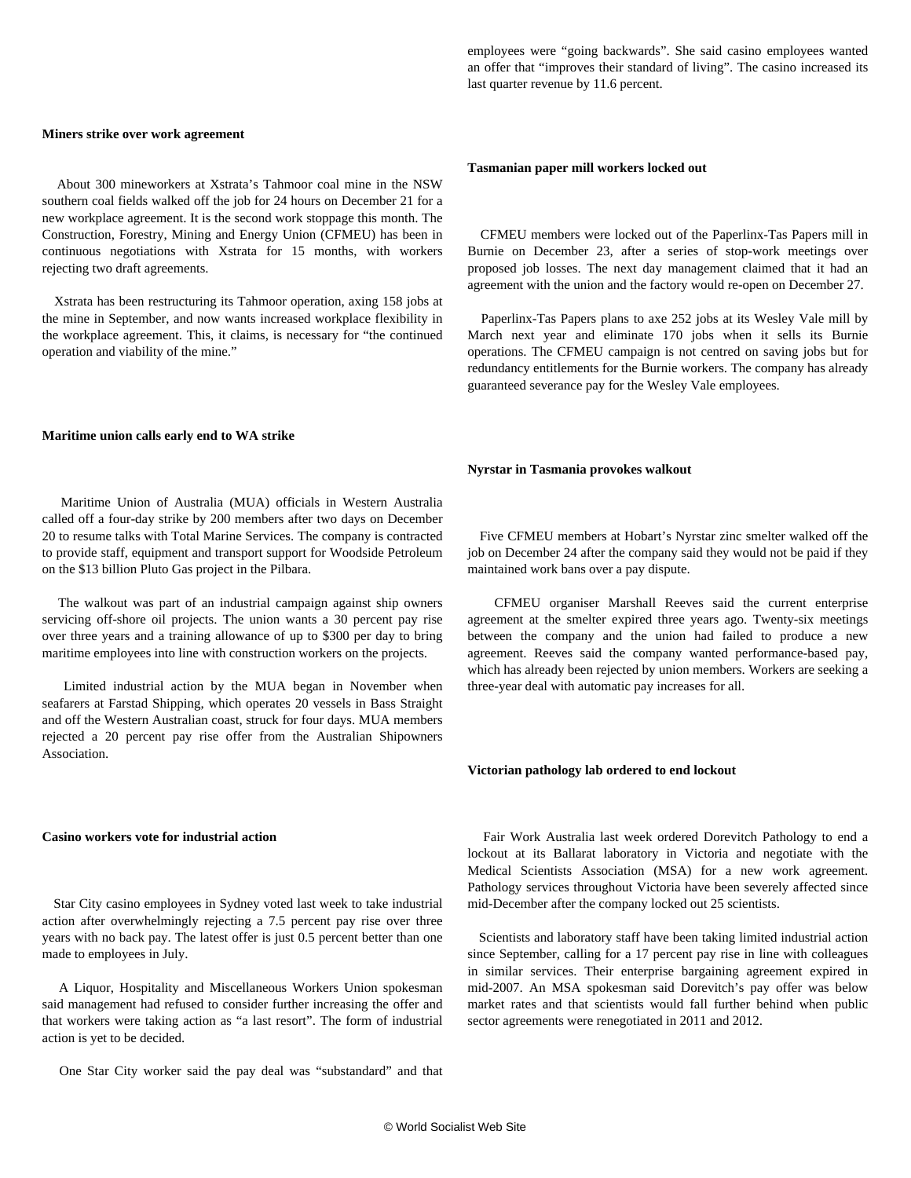**Miners strike over work agreement**

About 300 mineworkers at Xstrata's Tahmoor coal mine in the NSW southern coal fields walked off the job for 24 hours on December 21 for a new workplace agreement. It is the second work stoppage this month. The Construction, Forestry, Mining and Energy Union (CFMEU) has been in continuous negotiations with Xstrata for 15 months, with workers rejecting two draft agreements.

Xstrata has been restructuring its Tahmoor operation, axing 158 jobs at the mine in September, and now wants increased workplace flexibility in the workplace agreement. This, it claims, is necessary for "the continued operation and viability of the mine."

**Maritime union calls early end to WA strike**

Maritime Union of Australia (MUA) officials in Western Australia called off a four-day strike by 200 members after two days on December 20 to resume talks with Total Marine Services. The company is contracted to provide staff, equipment and transport support for Woodside Petroleum on the $13 billion Pluto Gas project in the Pilbara.

The walkout was part of an industrial campaign against ship owners servicing off-shore oil projects. The union wants a 30 percent pay rise over three years and a training allowance of up to $300 per day to bring maritime employees into line with construction workers on the projects.

Limited industrial action by the MUA began in November when seafarers at Farstad Shipping, which operates 20 vessels in Bass Strait and off the Western Australian coast, struck for four days. MUA members rejected a 20 percent pay rise offer from the Australian Shipowners Association.

**Casino workers vote for industrial action**

Star City casino employees in Sydney voted last week to take industrial action after overwhelmingly rejecting a 7.5 percent pay rise over three years with no back pay. The latest offer is just 0.5 percent better than one made to employees in July.

A Liquor, Hospitality and Miscellaneous Workers Union spokesman said management had refused to consider further increasing the offer and that workers were taking action as "a last resort". The form of industrial action is yet to be decided.

One Star City worker said the pay deal was "substandard" and that employees were "going backwards". She said casino employees wanted an offer that "improves their standard of living". The casino increased its last quarter revenue by 11.6 percent.

**Tasmanian paper mill workers locked out**

CFMEU members were locked out of the Paperlinx-Tas Papers mill in Burnie on December 23, after a series of stop-work meetings over proposed job losses. The next day management claimed that it had an agreement with the union and the factory would re-open on December 27.

Paperlinx-Tas Papers plans to axe 252 jobs at its Wesley Vale mill by March next year and eliminate 170 jobs when it sells its Burnie operations. The CFMEU campaign is not centred on saving jobs but for redundancy entitlements for the Burnie workers. The company has already guaranteed severance pay for the Wesley Vale employees.

**Nyrstar in Tasmania provokes walkout**

Five CFMEU members at Hobart's Nyrstar zinc smelter walked off the job on December 24 after the company said they would not be paid if they maintained work bans over a pay dispute.

CFMEU organiser Marshall Reeves said the current enterprise agreement at the smelter expired three years ago. Twenty-six meetings between the company and the union had failed to produce a new agreement. Reeves said the company wanted performance-based pay, which has already been rejected by union members. Workers are seeking a three-year deal with automatic pay increases for all.

**Victorian pathology lab ordered to end lockout**

Fair Work Australia last week ordered Dorevitch Pathology to end a lockout at its Ballarat laboratory in Victoria and negotiate with the Medical Scientists Association (MSA) for a new work agreement. Pathology services throughout Victoria have been severely affected since mid-December after the company locked out 25 scientists.

Scientists and laboratory staff have been taking limited industrial action since September, calling for a 17 percent pay rise in line with colleagues in similar services. Their enterprise bargaining agreement expired in mid-2007. An MSA spokesman said Dorevitch's pay offer was below market rates and that scientists would fall further behind when public sector agreements were renegotiated in 2011 and 2012.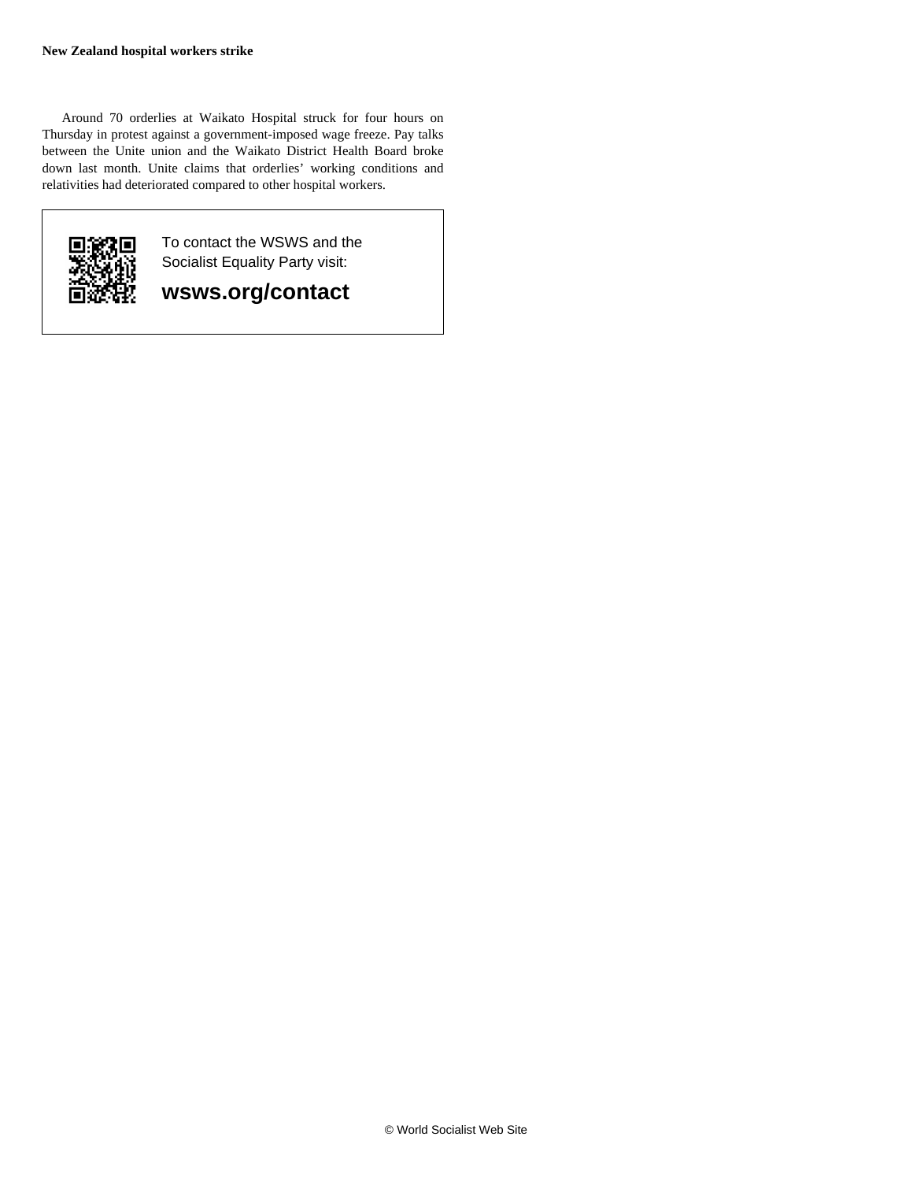**New Zealand hospital workers strike**

Around 70 orderlies at Waikato Hospital struck for four hours on Thursday in protest against a government-imposed wage freeze. Pay talks between the Unite union and the Waikato District Health Board broke down last month. Unite claims that orderlies' working conditions and relativities had deteriorated compared to other hospital workers.

To contact the WSWS and the Socialist Equality Party visit:

**wsws.org/contact**